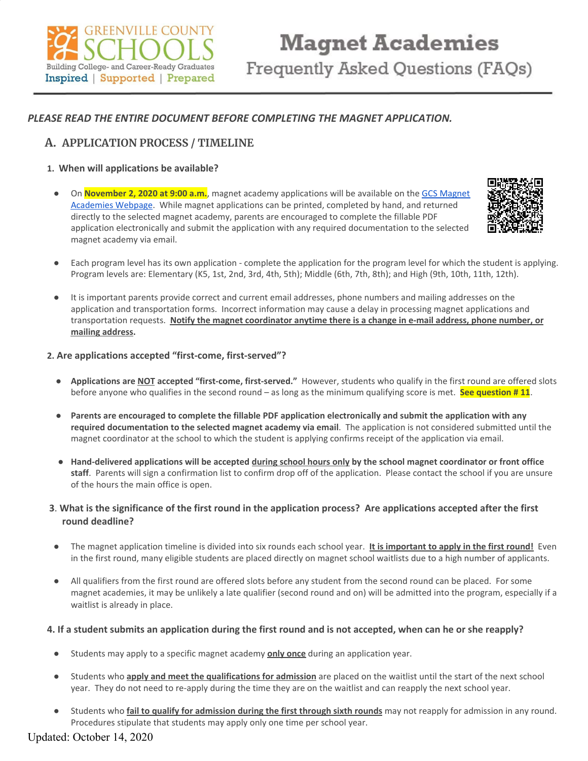# Magnet Academies Frequently Asked Questions (FAQs)

GREENVILLE COUNTY SCHOOLS
Building College- and Career-Ready Graduates
Inspired | Supported | Prepared

***PLEASE READ THE ENTIRE DOCUMENT BEFORE COMPLETING THE MAGNET APPLICATION.***

## A. APPLICATION PROCESS / TIMELINE

### 1. When will applications be available?

- On **November 2, 2020 at 9:00 a.m.**, magnet academy applications will be available on the GCS Magnet Academies Webpage. While magnet applications can be printed, completed by hand, and returned directly to the selected magnet academy, parents are encouraged to complete the fillable PDF application electronically and submit the application with any required documentation to the selected magnet academy via email.

- Each program level has its own application - complete the application for the program level for which the student is applying. Program levels are: Elementary (K5, 1st, 2nd, 3rd, 4th, 5th); Middle (6th, 7th, 8th); and High (9th, 10th, 11th, 12th).

- It is important parents provide correct and current email addresses, phone numbers and mailing addresses on the application and transportation forms. Incorrect information may cause a delay in processing magnet applications and transportation requests. **Notify the magnet coordinator anytime there is a change in e-mail address, phone number, or mailing address.**

### 2. Are applications accepted "first-come, first-served"?

- **Applications are NOT accepted "first-come, first-served."** However, students who qualify in the first round are offered slots before anyone who qualifies in the second round – as long as the minimum qualifying score is met. **See question # 11**.

- **Parents are encouraged to complete the fillable PDF application electronically and submit the application with any required documentation to the selected magnet academy via email**. The application is not considered submitted until the magnet coordinator at the school to which the student is applying confirms receipt of the application via email.

- **Hand-delivered applications will be accepted during school hours only by the school magnet coordinator or front office staff**. Parents will sign a confirmation list to confirm drop off of the application. Please contact the school if you are unsure of the hours the main office is open.

### 3. What is the significance of the first round in the application process? Are applications accepted after the first round deadline?

- The magnet application timeline is divided into six rounds each school year. **It is important to apply in the first round!** Even in the first round, many eligible students are placed directly on magnet school waitlists due to a high number of applicants.

- All qualifiers from the first round are offered slots before any student from the second round can be placed. For some magnet academies, it may be unlikely a late qualifier (second round and on) will be admitted into the program, especially if a waitlist is already in place.

### 4. If a student submits an application during the first round and is not accepted, when can he or she reapply?

- Students may apply to a specific magnet academy **only once** during an application year.

- Students who **apply and meet the qualifications for admission** are placed on the waitlist until the start of the next school year. They do not need to re-apply during the time they are on the waitlist and can reapply the next school year.

- Students who **fail to qualify for admission during the first through sixth rounds** may not reapply for admission in any round. Procedures stipulate that students may apply only one time per school year.

Updated: October 14, 2020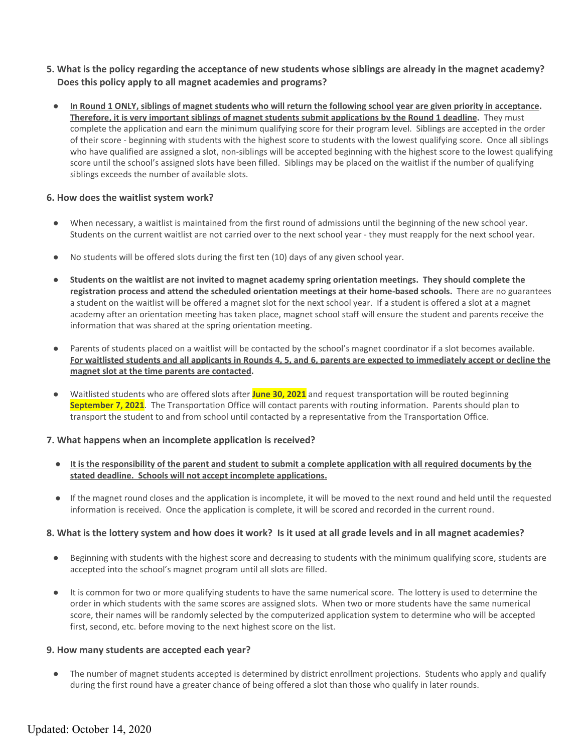**5. What is the policy regarding the acceptance of new students whose siblings are already in the magnet academy? Does this policy apply to all magnet academies and programs?**

- **In Round 1 ONLY, siblings of magnet students who will return the following school year are given priority in acceptance. Therefore, it is very important siblings of magnet students submit applications by the Round 1 deadline.** They must complete the application and earn the minimum qualifying score for their program level. Siblings are accepted in the order of their score - beginning with students with the highest score to students with the lowest qualifying score. Once all siblings who have qualified are assigned a slot, non-siblings will be accepted beginning with the highest score to the lowest qualifying score until the school's assigned slots have been filled. Siblings may be placed on the waitlist if the number of qualifying siblings exceeds the number of available slots.

**6. How does the waitlist system work?**

- When necessary, a waitlist is maintained from the first round of admissions until the beginning of the new school year. Students on the current waitlist are not carried over to the next school year - they must reapply for the next school year.
- No students will be offered slots during the first ten (10) days of any given school year.
- **Students on the waitlist are not invited to magnet academy spring orientation meetings. They should complete the registration process and attend the scheduled orientation meetings at their home-based schools.** There are no guarantees a student on the waitlist will be offered a magnet slot for the next school year. If a student is offered a slot at a magnet academy after an orientation meeting has taken place, magnet school staff will ensure the student and parents receive the information that was shared at the spring orientation meeting.
- Parents of students placed on a waitlist will be contacted by the school's magnet coordinator if a slot becomes available. **For waitlisted students and all applicants in Rounds 4, 5, and 6, parents are expected to immediately accept or decline the magnet slot at the time parents are contacted.**
- Waitlisted students who are offered slots after **June 30, 2021** and request transportation will be routed beginning **September 7, 2021**. The Transportation Office will contact parents with routing information. Parents should plan to transport the student to and from school until contacted by a representative from the Transportation Office.

**7. What happens when an incomplete application is received?**

- **It is the responsibility of the parent and student to submit a complete application with all required documents by the stated deadline. Schools will not accept incomplete applications.**
- If the magnet round closes and the application is incomplete, it will be moved to the next round and held until the requested information is received. Once the application is complete, it will be scored and recorded in the current round.

**8. What is the lottery system and how does it work? Is it used at all grade levels and in all magnet academies?**

- Beginning with students with the highest score and decreasing to students with the minimum qualifying score, students are accepted into the school's magnet program until all slots are filled.
- It is common for two or more qualifying students to have the same numerical score. The lottery is used to determine the order in which students with the same scores are assigned slots. When two or more students have the same numerical score, their names will be randomly selected by the computerized application system to determine who will be accepted first, second, etc. before moving to the next highest score on the list.

**9. How many students are accepted each year?**

- The number of magnet students accepted is determined by district enrollment projections. Students who apply and qualify during the first round have a greater chance of being offered a slot than those who qualify in later rounds.

Updated: October 14, 2020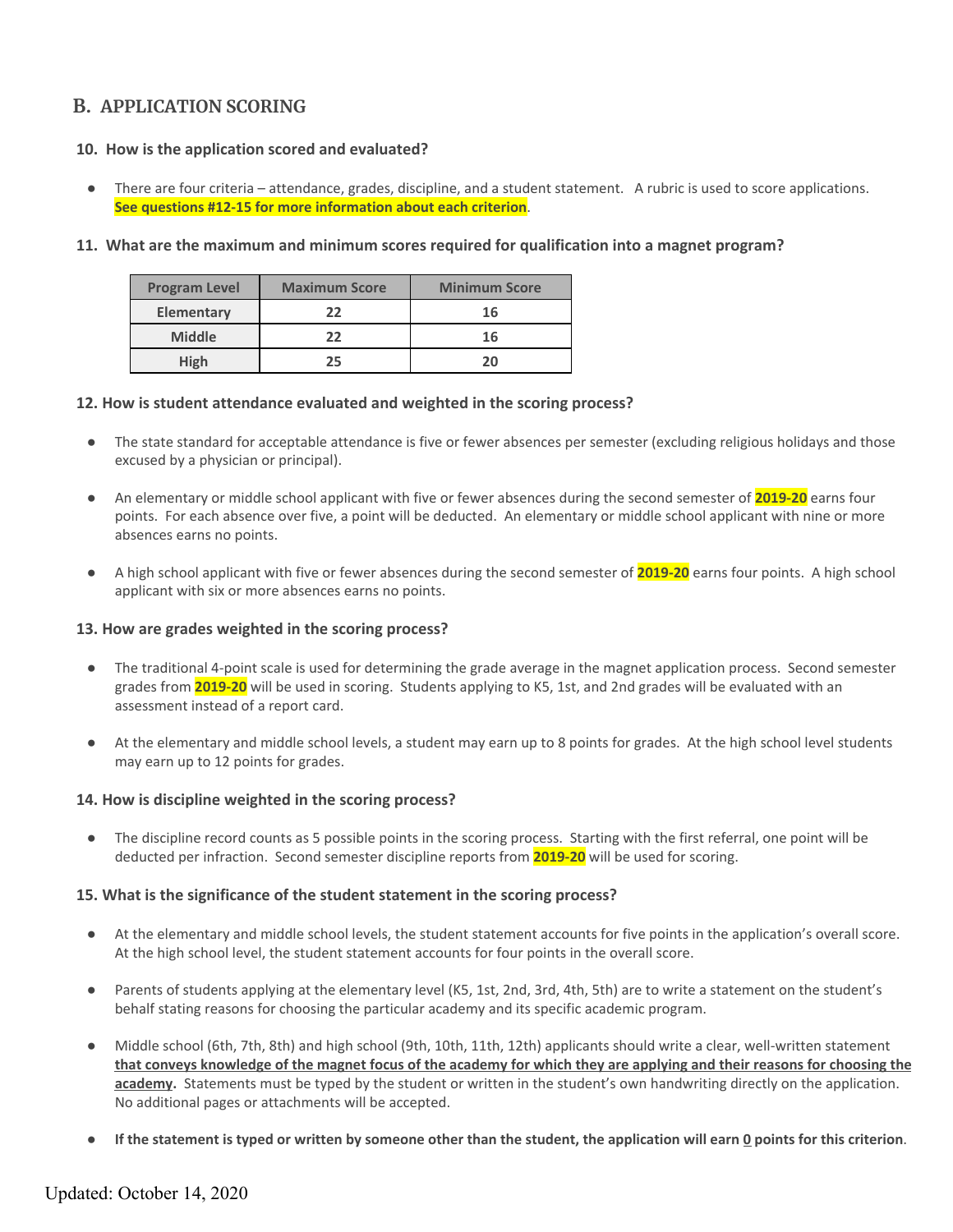## B. APPLICATION SCORING

### 10. How is the application scored and evaluated?

- There are four criteria – attendance, grades, discipline, and a student statement. A rubric is used to score applications. **See questions #12-15 for more information about each criterion**.

### 11. What are the maximum and minimum scores required for qualification into a magnet program?

| Program Level | Maximum Score | Minimum Score |
|---|---|---|
| Elementary | 22 | 16 |
| Middle | 22 | 16 |
| High | 25 | 20 |

### 12. How is student attendance evaluated and weighted in the scoring process?

- The state standard for acceptable attendance is five or fewer absences per semester (excluding religious holidays and those excused by a physician or principal).
- An elementary or middle school applicant with five or fewer absences during the second semester of **2019-20** earns four points. For each absence over five, a point will be deducted. An elementary or middle school applicant with nine or more absences earns no points.
- A high school applicant with five or fewer absences during the second semester of **2019-20** earns four points. A high school applicant with six or more absences earns no points.

### 13. How are grades weighted in the scoring process?

- The traditional 4-point scale is used for determining the grade average in the magnet application process. Second semester grades from **2019-20** will be used in scoring. Students applying to K5, 1st, and 2nd grades will be evaluated with an assessment instead of a report card.
- At the elementary and middle school levels, a student may earn up to 8 points for grades. At the high school level students may earn up to 12 points for grades.

### 14. How is discipline weighted in the scoring process?

- The discipline record counts as 5 possible points in the scoring process. Starting with the first referral, one point will be deducted per infraction. Second semester discipline reports from **2019-20** will be used for scoring.

### 15. What is the significance of the student statement in the scoring process?

- At the elementary and middle school levels, the student statement accounts for five points in the application's overall score. At the high school level, the student statement accounts for four points in the overall score.
- Parents of students applying at the elementary level (K5, 1st, 2nd, 3rd, 4th, 5th) are to write a statement on the student's behalf stating reasons for choosing the particular academy and its specific academic program.
- Middle school (6th, 7th, 8th) and high school (9th, 10th, 11th, 12th) applicants should write a clear, well-written statement **that conveys knowledge of the magnet focus of the academy for which they are applying and their reasons for choosing the academy.** Statements must be typed by the student or written in the student's own handwriting directly on the application. No additional pages or attachments will be accepted.
- **If the statement is typed or written by someone other than the student, the application will earn 0 points for this criterion.**

Updated: October 14, 2020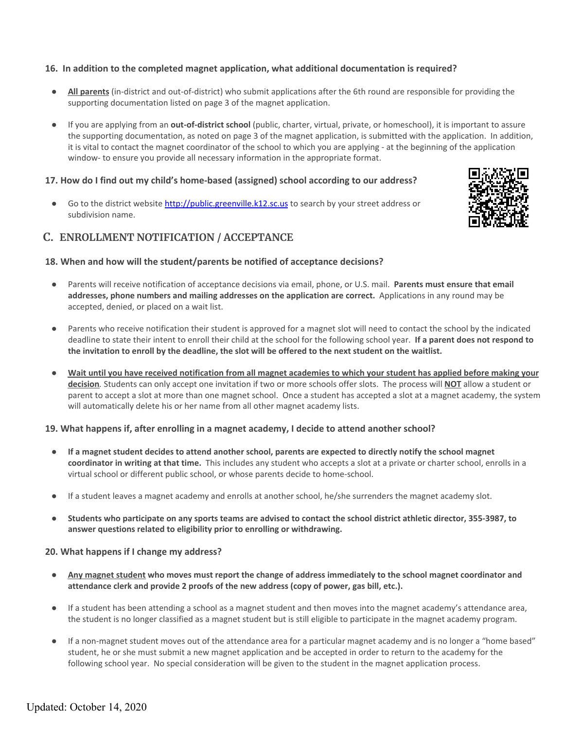**16. In addition to the completed magnet application, what additional documentation is required?**

- **All parents** (in-district and out-of-district) who submit applications after the 6th round are responsible for providing the supporting documentation listed on page 3 of the magnet application.

- If you are applying from an **out-of-district school** (public, charter, virtual, private, or homeschool), it is important to assure the supporting documentation, as noted on page 3 of the magnet application, is submitted with the application. In addition, it is vital to contact the magnet coordinator of the school to which you are applying - at the beginning of the application window- to ensure you provide all necessary information in the appropriate format.

**17. How do I find out my child's home-based (assigned) school according to our address?**

- Go to the district website [http://public.greenville.k12.sc.us](http://public.greenville.k12.sc.us) to search by your street address or subdivision name.

## C. ENROLLMENT NOTIFICATION / ACCEPTANCE

**18. When and how will the student/parents be notified of acceptance decisions?**

- Parents will receive notification of acceptance decisions via email, phone, or U.S. mail. **Parents must ensure that email addresses, phone numbers and mailing addresses on the application are correct.** Applications in any round may be accepted, denied, or placed on a wait list.

- Parents who receive notification their student is approved for a magnet slot will need to contact the school by the indicated deadline to state their intent to enroll their child at the school for the following school year. **If a parent does not respond to the invitation to enroll by the deadline, the slot will be offered to the next student on the waitlist.**

- **Wait until you have received notification from all magnet academies to which your student has applied before making your decision**. Students can only accept one invitation if two or more schools offer slots. The process will **NOT** allow a student or parent to accept a slot at more than one magnet school. Once a student has accepted a slot at a magnet academy, the system will automatically delete his or her name from all other magnet academy lists.

**19. What happens if, after enrolling in a magnet academy, I decide to attend another school?**

- **If a magnet student decides to attend another school, parents are expected to directly notify the school magnet coordinator in writing at that time.** This includes any student who accepts a slot at a private or charter school, enrolls in a virtual school or different public school, or whose parents decide to home-school.

- If a student leaves a magnet academy and enrolls at another school, he/she surrenders the magnet academy slot.

- **Students who participate on any sports teams are advised to contact the school district athletic director, 355-3987, to answer questions related to eligibility prior to enrolling or withdrawing.**

**20. What happens if I change my address?**

- **Any magnet student who moves must report the change of address immediately to the school magnet coordinator and attendance clerk and provide 2 proofs of the new address (copy of power, gas bill, etc.).**

- If a student has been attending a school as a magnet student and then moves into the magnet academy's attendance area, the student is no longer classified as a magnet student but is still eligible to participate in the magnet academy program.

- If a non-magnet student moves out of the attendance area for a particular magnet academy and is no longer a "home based" student, he or she must submit a new magnet application and be accepted in order to return to the academy for the following school year. No special consideration will be given to the student in the magnet application process.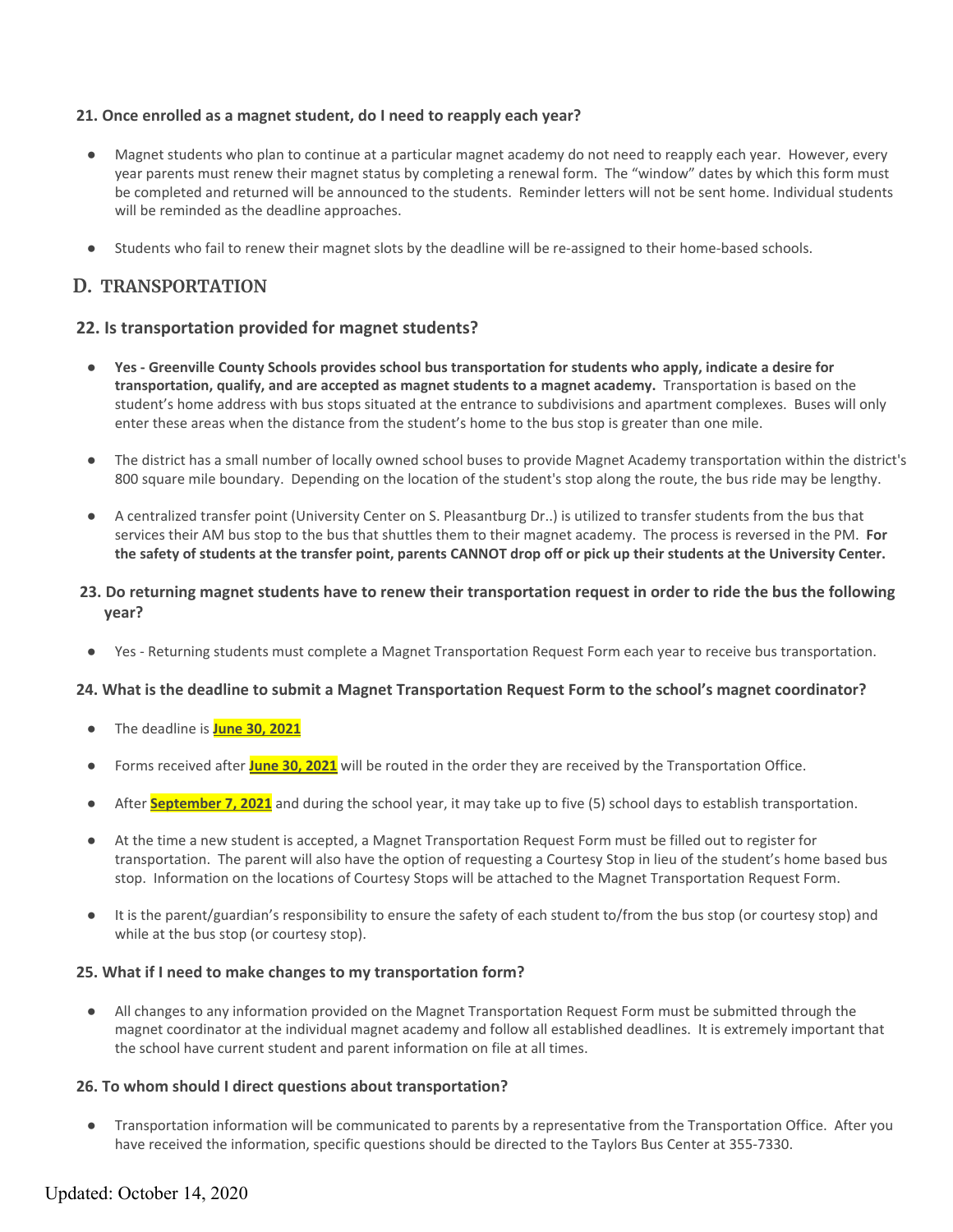### 21. Once enrolled as a magnet student, do I need to reapply each year?

- Magnet students who plan to continue at a particular magnet academy do not need to reapply each year. However, every year parents must renew their magnet status by completing a renewal form. The "window" dates by which this form must be completed and returned will be announced to the students. Reminder letters will not be sent home. Individual students will be reminded as the deadline approaches.

- Students who fail to renew their magnet slots by the deadline will be re-assigned to their home-based schools.

## D. TRANSPORTATION

### 22. Is transportation provided for magnet students?

- **Yes - Greenville County Schools provides school bus transportation for students who apply, indicate a desire for transportation, qualify, and are accepted as magnet students to a magnet academy.** Transportation is based on the student's home address with bus stops situated at the entrance to subdivisions and apartment complexes. Buses will only enter these areas when the distance from the student's home to the bus stop is greater than one mile.

- The district has a small number of locally owned school buses to provide Magnet Academy transportation within the district's 800 square mile boundary. Depending on the location of the student's stop along the route, the bus ride may be lengthy.

- A centralized transfer point (University Center on S. Pleasantburg Dr..) is utilized to transfer students from the bus that services their AM bus stop to the bus that shuttles them to their magnet academy. The process is reversed in the PM. **For the safety of students at the transfer point, parents CANNOT drop off or pick up their students at the University Center.**

### 23. Do returning magnet students have to renew their transportation request in order to ride the bus the following year?

- Yes - Returning students must complete a Magnet Transportation Request Form each year to receive bus transportation.

### 24. What is the deadline to submit a Magnet Transportation Request Form to the school's magnet coordinator?

- The deadline is **June 30, 2021**

- Forms received after **June 30, 2021** will be routed in the order they are received by the Transportation Office.

- After **September 7, 2021** and during the school year, it may take up to five (5) school days to establish transportation.

- At the time a new student is accepted, a Magnet Transportation Request Form must be filled out to register for transportation. The parent will also have the option of requesting a Courtesy Stop in lieu of the student's home based bus stop. Information on the locations of Courtesy Stops will be attached to the Magnet Transportation Request Form.

- It is the parent/guardian's responsibility to ensure the safety of each student to/from the bus stop (or courtesy stop) and while at the bus stop (or courtesy stop).

### 25. What if I need to make changes to my transportation form?

- All changes to any information provided on the Magnet Transportation Request Form must be submitted through the magnet coordinator at the individual magnet academy and follow all established deadlines. It is extremely important that the school have current student and parent information on file at all times.

### 26. To whom should I direct questions about transportation?

- Transportation information will be communicated to parents by a representative from the Transportation Office. After you have received the information, specific questions should be directed to the Taylors Bus Center at 355-7330.

Updated: October 14, 2020